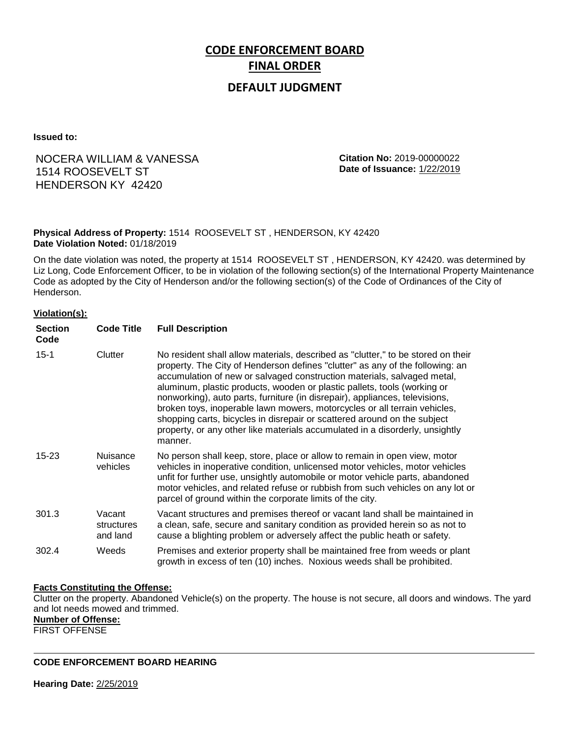# CODE ENFORCEMENT BOARD
# FINAL ORDER

## DEFAULT JUDGMENT

**Issued to:**

NOCERA WILLIAM & VANESSA
1514 ROOSEVELT ST
HENDERSON KY 42420

**Citation No:** 2019-00000022
**Date of Issuance:** 1/22/2019

**Physical Address of Property:** 1514 ROOSEVELT ST , HENDERSON, KY 42420
**Date Violation Noted:** 01/18/2019

On the date violation was noted, the property at 1514 ROOSEVELT ST , HENDERSON, KY 42420. was determined by Liz Long, Code Enforcement Officer, to be in violation of the following section(s) of the International Property Maintenance Code as adopted by the City of Henderson and/or the following section(s) of the Code of Ordinances of the City of Henderson.

**Violation(s):**

| Section Code | Code Title | Full Description |
|---|---|---|
| 15-1 | Clutter | No resident shall allow materials, described as "clutter," to be stored on their property. The City of Henderson defines "clutter" as any of the following: an accumulation of new or salvaged construction materials, salvaged metal, aluminum, plastic products, wooden or plastic pallets, tools (working or nonworking), auto parts, furniture (in disrepair), appliances, televisions, broken toys, inoperable lawn mowers, motorcycles or all terrain vehicles, shopping carts, bicycles in disrepair or scattered around on the subject property, or any other like materials accumulated in a disorderly, unsightly manner. |
| 15-23 | Nuisance vehicles | No person shall keep, store, place or allow to remain in open view, motor vehicles in inoperative condition, unlicensed motor vehicles, motor vehicles unfit for further use, unsightly automobile or motor vehicle parts, abandoned motor vehicles, and related refuse or rubbish from such vehicles on any lot or parcel of ground within the corporate limits of the city. |
| 301.3 | Vacant structures and land | Vacant structures and premises thereof or vacant land shall be maintained in a clean, safe, secure and sanitary condition as provided herein so as not to cause a blighting problem or adversely affect the public heath or safety. |
| 302.4 | Weeds | Premises and exterior property shall be maintained free from weeds or plant growth in excess of ten (10) inches. Noxious weeds shall be prohibited. |

**Facts Constituting the Offense:**
Clutter on the property. Abandoned Vehicle(s) on the property. The house is not secure, all doors and windows. The yard and lot needs mowed and trimmed.

**Number of Offense:**
FIRST OFFENSE

---

**CODE ENFORCEMENT BOARD HEARING**

**Hearing Date:** 2/25/2019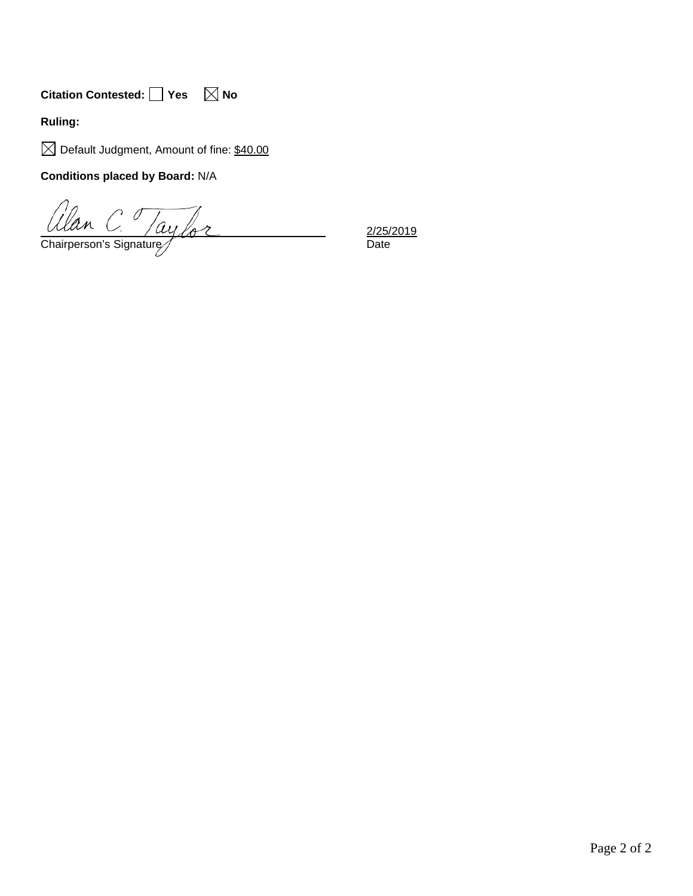**Citation Contested:** ☐ **Yes** ☒ **No**

**Ruling:**

☒ Default Judgment, Amount of fine: $40.00

**Conditions placed by Board:** N/A

Alan C. Taylor

Chairperson's Signature

2/25/2019

Date